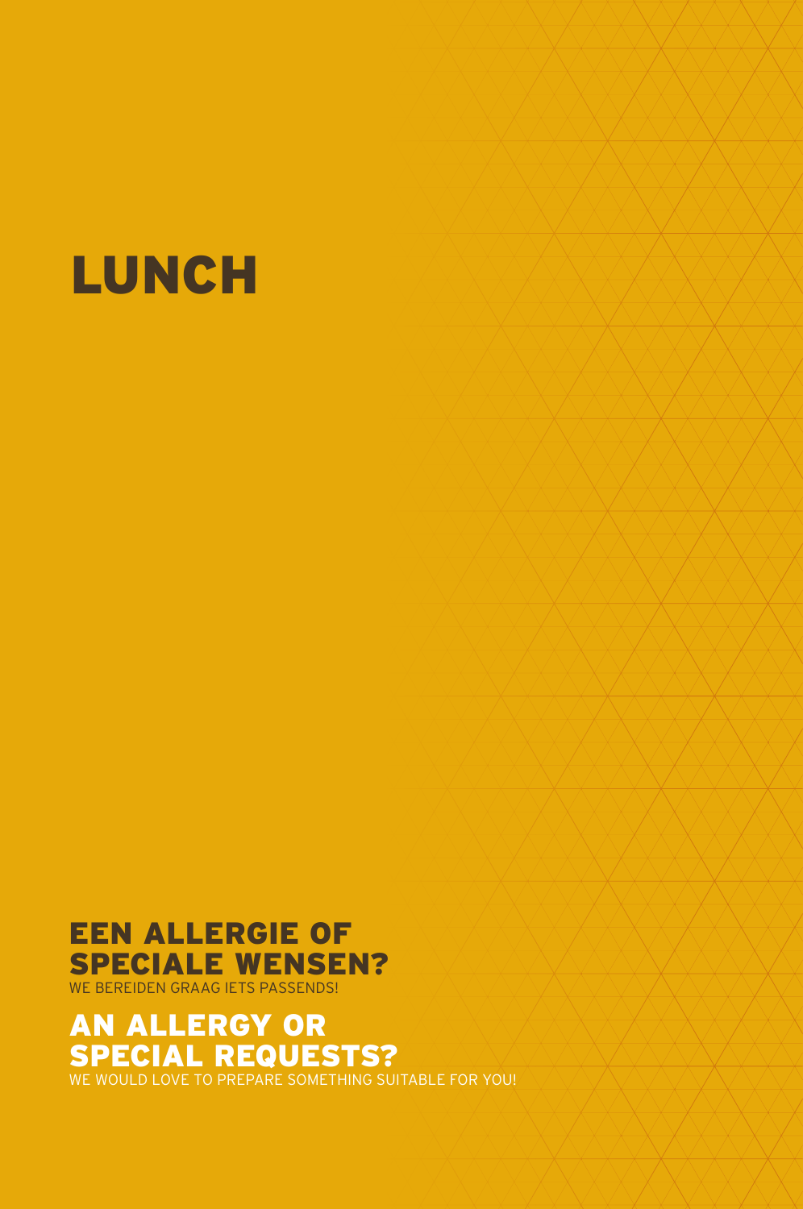# LUNCH

## EEN ALLERGIE OF SPECIALE WENSEN?

WE BEREIDEN GRAAG IETS PASSENDS!

## AN ALLERGY OR SPECIAL REQUESTS?

WE WOULD LOVE TO PREPARE SOMETHING SUITABLE FOR YOU!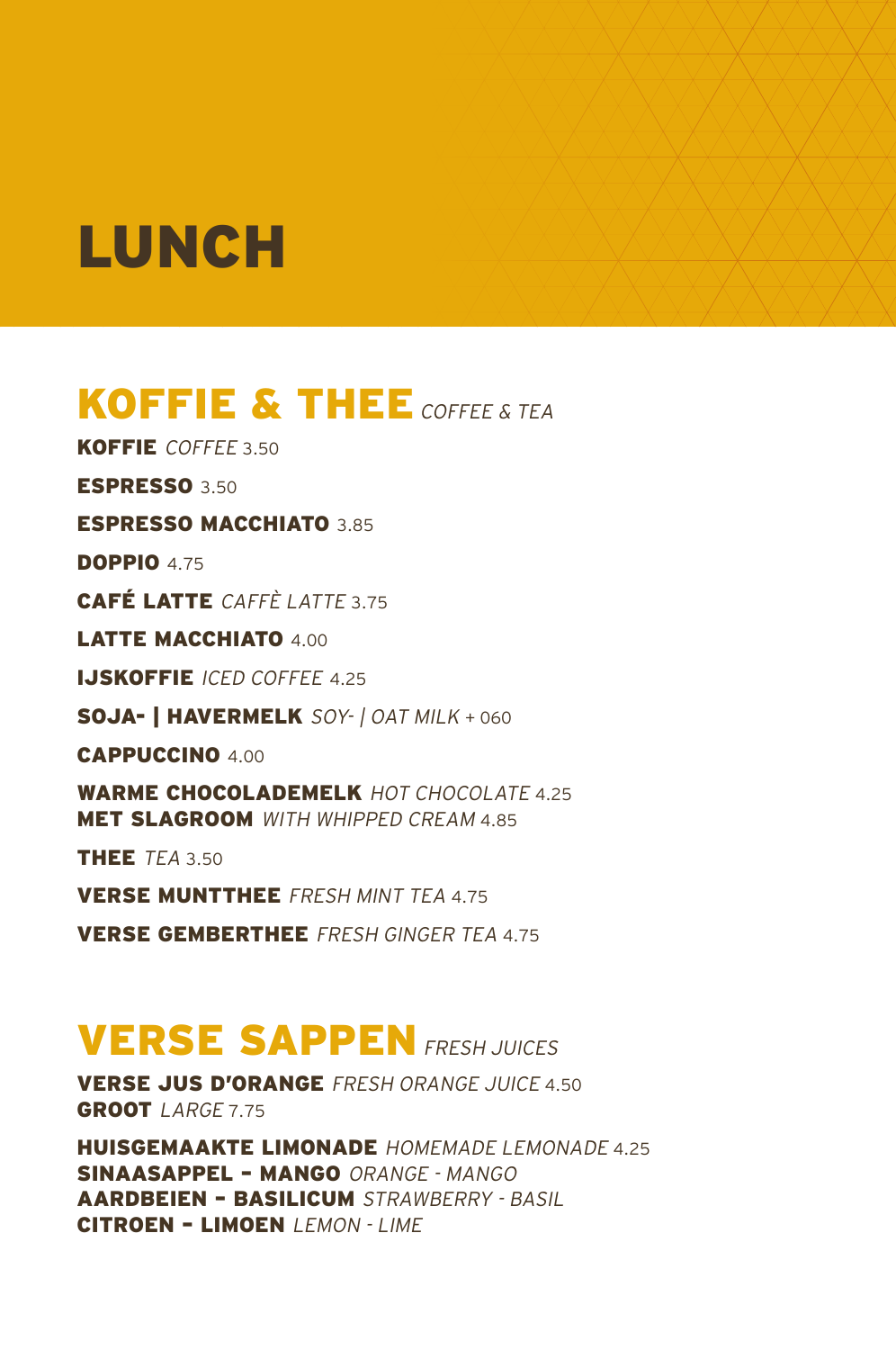# LUNCH

## KOFFIE & THEE *COFFEE & TEA*

**KOFFIE** *COFFEE* 3.50

**ESPRESSO** 3.50

**ESPRESSO MACCHIATO** 3.85

**DOPPIO** 4.75

**CAFÉ LATTE** *CAFFÈ LATTE* 3.75

**LATTE MACCHIATO** 4.00

**IJSKOFFIE** *ICED COFFEE* 4.25

**SOJA- | HAVERMELK** *SOY- | OAT MILK* + 060

**CAPPUCCINO** 4.00

**WARME CHOCOLADEMELK** *HOT CHOCOLATE* 4.25
**MET SLAGROOM** *WITH WHIPPED CREAM* 4.85

**THEE** *TEA* 3.50

**VERSE MUNTTHEE** *FRESH MINT TEA* 4.75

**VERSE GEMBERTHEE** *FRESH GINGER TEA* 4.75

## VERSE SAPPEN *FRESH JUICES*

**VERSE JUS D'ORANGE** *FRESH ORANGE JUICE* 4.50
**GROOT** *LARGE* 7.75

**HUISGEMAAKTE LIMONADE** *HOMEMADE LEMONADE* 4.25
**SINAASAPPEL - MANGO** *ORANGE - MANGO*
**AARDBEIEN - BASILICUM** *STRAWBERRY - BASIL*
**CITROEN - LIMOEN** *LEMON - LIME*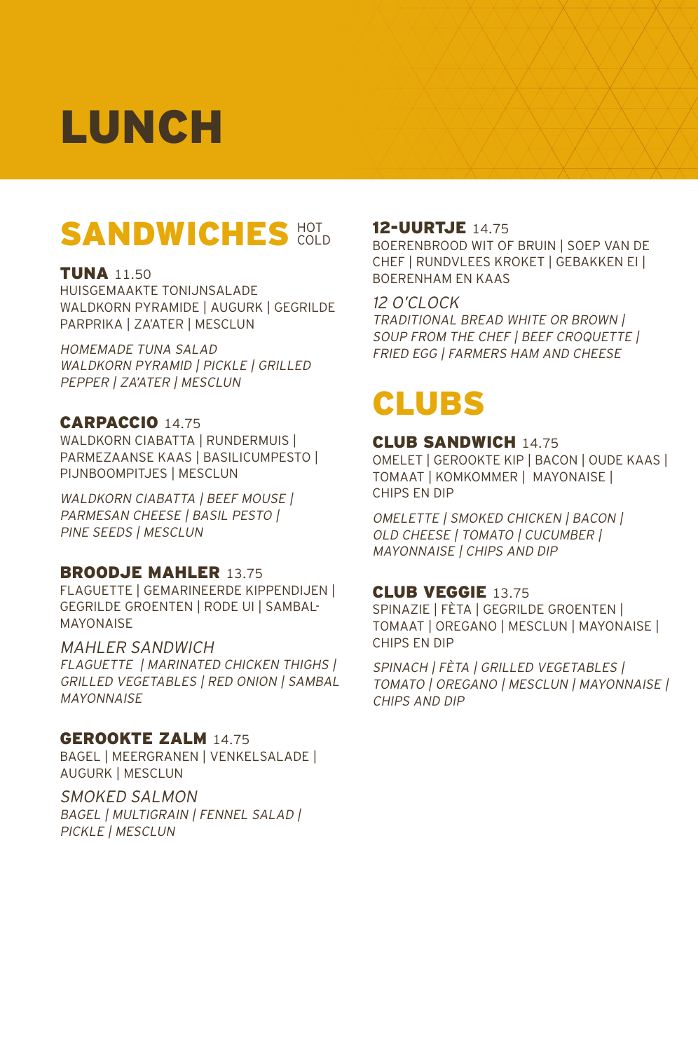# LUNCH

## SANDWICHES HOT COLD

### TUNA 11.50

HUISGEMAAKTE TONIJNSALADE
WALDKORN PYRAMIDE | AUGURK | GEGRILDE PARPRIKA | ZA'ATER | MESCLUN

*HOMEMADE TUNA SALAD*
*WALDKORN PYRAMID | PICKLE | GRILLED PEPPER | ZA'ATER | MESCLUN*

### CARPACCIO 14.75

WALDKORN CIABATTA | RUNDERMUIS | PARMEZAANSE KAAS | BASILICUMPESTO | PIJNBOOMPITJES | MESCLUN

*WALDKORN CIABATTA | BEEF MOUSE | PARMESAN CHEESE | BASIL PESTO | PINE SEEDS | MESCLUN*

### BROODJE MAHLER 13.75

FLAGUETTE | GEMARINEERDE KIPPENDIJEN | GEGRILDE GROENTEN | RODE UI | SAMBAL-MAYONAISE

*MAHLER SANDWICH*
*FLAGUETTE | MARINATED CHICKEN THIGHS | GRILLED VEGETABLES | RED ONION | SAMBAL MAYONNAISE*

### GEROOKTE ZALM 14.75

BAGEL | MEERGRANEN | VENKELSALADE | AUGURK | MESCLUN

*SMOKED SALMON*
*BAGEL | MULTIGRAIN | FENNEL SALAD | PICKLE | MESCLUN*

### 12-UURTJE 14.75

BOERENBROOD WIT OF BRUIN | SOEP VAN DE CHEF | RUNDVLEES KROKET | GEBAKKEN EI | BOERENHAM EN KAAS

*12 O'CLOCK*
*TRADITIONAL BREAD WHITE OR BROWN | SOUP FROM THE CHEF | BEEF CROQUETTE | FRIED EGG | FARMERS HAM AND CHEESE*

## CLUBS

### CLUB SANDWICH 14.75

OMELET | GEROOKTE KIP | BACON | OUDE KAAS | TOMAAT | KOMKOMMER | MAYONAISE | CHIPS EN DIP

*OMELETTE | SMOKED CHICKEN | BACON | OLD CHEESE | TOMATO | CUCUMBER | MAYONNAISE | CHIPS AND DIP*

### CLUB VEGGIE 13.75

SPINAZIE | FÈTA | GEGRILDE GROENTEN | TOMAAT | OREGANO | MESCLUN | MAYONAISE | CHIPS EN DIP

*SPINACH | FÈTA | GRILLED VEGETABLES | TOMATO | OREGANO | MESCLUN | MAYONNAISE | CHIPS AND DIP*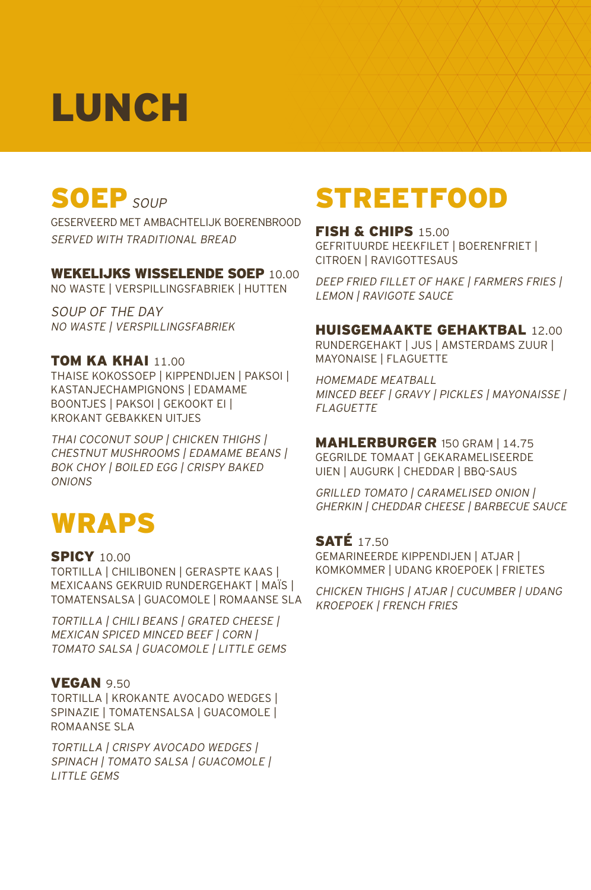# LUNCH

## SOEP *SOUP*

GESERVEERD MET AMBACHTELIJK BOERENBROOD
*SERVED WITH TRADITIONAL BREAD*

### WEKELIJKS WISSELENDE SOEP 10.00

NO WASTE | VERSPILLINGSFABRIEK | HUTTEN

*SOUP OF THE DAY*
*NO WASTE | VERSPILLINGSFABRIEK*

### TOM KA KHAI 11.00

THAISE KOKOSSOEP | KIPPENDIJEN | PAKSOI | KASTANJECHAMPIGNONS | EDAMAME BOONTJES | PAKSOI | GEKOOKT EI | KROKANT GEBAKKEN UITJES

*THAI COCONUT SOUP | CHICKEN THIGHS | CHESTNUT MUSHROOMS | EDAMAME BEANS | BOK CHOY | BOILED EGG | CRISPY BAKED ONIONS*

## WRAPS

### SPICY 10.00

TORTILLA | CHILIBONEN | GERASPTE KAAS | MEXICAANS GEKRUID RUNDERGEHAKT | MAÏS | TOMATENSALSA | GUACOMOLE | ROMAANSE SLA

*TORTILLA | CHILI BEANS | GRATED CHEESE | MEXICAN SPICED MINCED BEEF | CORN | TOMATO SALSA | GUACOMOLE | LITTLE GEMS*

### VEGAN 9.50

TORTILLA | KROKANTE AVOCADO WEDGES | SPINAZIE | TOMATENSALSA | GUACOMOLE | ROMAANSE SLA

*TORTILLA | CRISPY AVOCADO WEDGES | SPINACH | TOMATO SALSA | GUACOMOLE | LITTLE GEMS*

## STREETFOOD

### FISH & CHIPS 15.00

GEFRITUURDE HEEKFILET | BOERENFRIET | CITROEN | RAVIGOTTESAUS

*DEEP FRIED FILLET OF HAKE | FARMERS FRIES | LEMON | RAVIGOTE SAUCE*

### HUISGEMAAKTE GEHAKTBAL 12.00

RUNDERGEHAKT | JUS | AMSTERDAMS ZUUR | MAYONAISE | FLAGUETTE

*HOMEMADE MEATBALL*
*MINCED BEEF | GRAVY | PICKLES | MAYONAISSE | FLAGUETTE*

### MAHLERBURGER 150 GRAM | 14.75

GEGRILDE TOMAAT | GEKARAMELISEERDE UIEN | AUGURK | CHEDDAR | BBQ-SAUS

*GRILLED TOMATO | CARAMELISED ONION | GHERKIN | CHEDDAR CHEESE | BARBECUE SAUCE*

### SATÉ 17.50

GEMARINEERDE KIPPENDIJEN | ATJAR | KOMKOMMER | UDANG KROEPOEK | FRIETES

*CHICKEN THIGHS | ATJAR | CUCUMBER | UDANG KROEPOEK | FRENCH FRIES*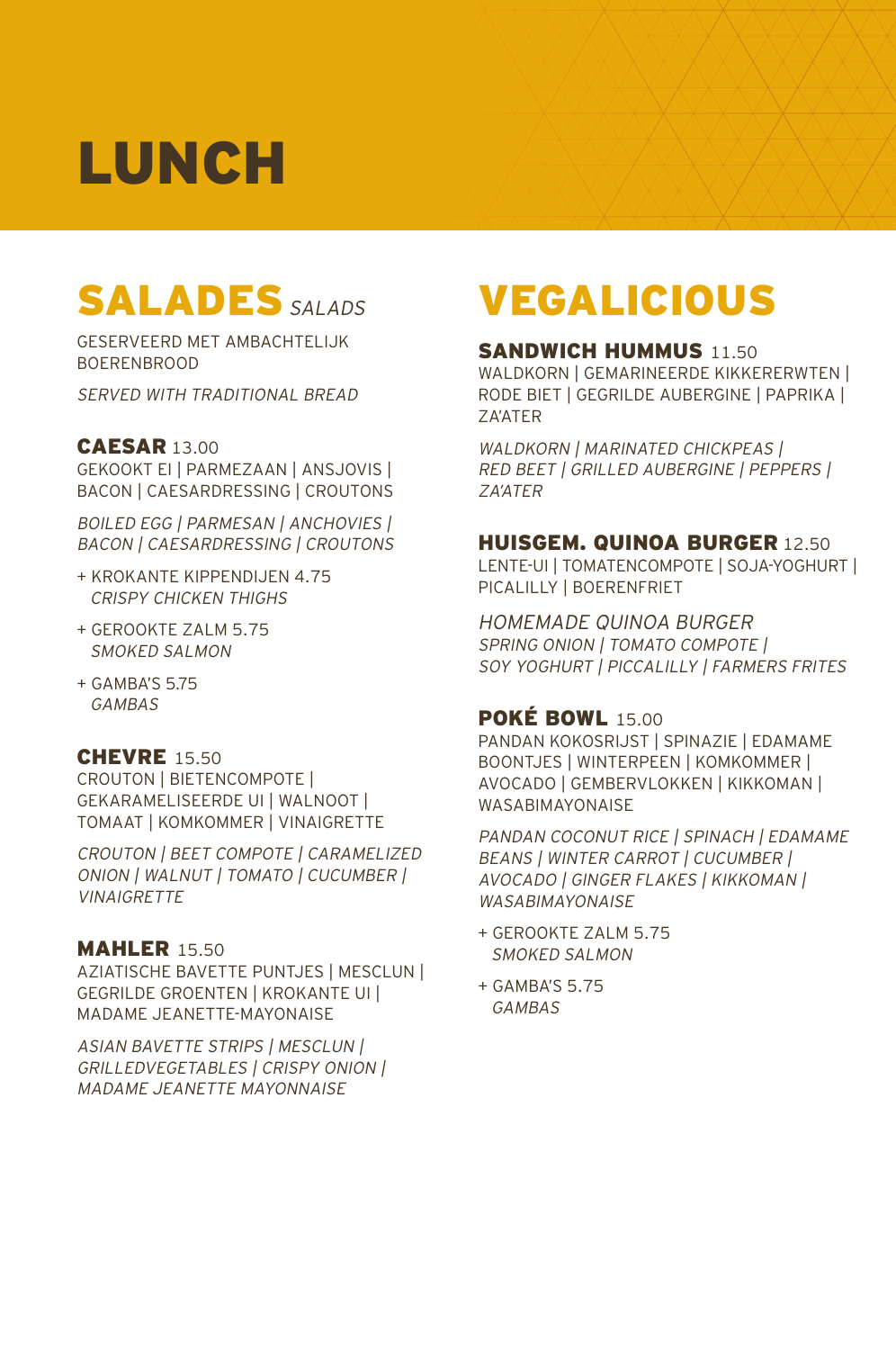# LUNCH

## SALADES *SALADS*

GESERVEERD MET AMBACHTELIJK BOERENBROOD

*SERVED WITH TRADITIONAL BREAD*

### CAESAR 13.00

GEKOOKT EI | PARMEZAAN | ANSJOVIS | BACON | CAESARDRESSING | CROUTONS

*BOILED EGG | PARMESAN | ANCHOVIES | BACON | CAESARDRESSING | CROUTONS*

+ KROKANTE KIPPENDIJEN 4.75
  *CRISPY CHICKEN THIGHS*

+ GEROOKTE ZALM 5.75
  *SMOKED SALMON*

+ GAMBA'S 5.75
  *GAMBAS*

### CHEVRE 15.50

CROUTON | BIETENCOMPOTE | GEKARAMELISEERDE UI | WALNOOT | TOMAAT | KOMKOMMER | VINAIGRETTE

*CROUTON | BEET COMPOTE | CARAMELIZED ONION | WALNUT | TOMATO | CUCUMBER | VINAIGRETTE*

### MAHLER 15.50

AZIATISCHE BAVETTE PUNTJES | MESCLUN | GEGRILDE GROENTEN | KROKANTE UI | MADAME JEANETTE-MAYONAISE

*ASIAN BAVETTE STRIPS | MESCLUN | GRILLEDVEGETABLES | CRISPY ONION | MADAME JEANETTE MAYONNAISE*

## VEGALICIOUS

### SANDWICH HUMMUS 11.50

WALDKORN | GEMARINEERDE KIKKERERWTEN | RODE BIET | GEGRILDE AUBERGINE | PAPRIKA | ZA'ATER

*WALDKORN | MARINATED CHICKPEAS | RED BEET | GRILLED AUBERGINE | PEPPERS | ZA'ATER*

### HUISGEM. QUINOA BURGER 12.50

LENTE-UI | TOMATENCOMPOTE | SOJA-YOGHURT | PICALILLY | BOERENFRIET

*HOMEMADE QUINOA BURGER*
*SPRING ONION | TOMATO COMPOTE | SOY YOGHURT | PICCALILLY | FARMERS FRITES*

### POKÉ BOWL 15.00

PANDAN KOKOSRIJST | SPINAZIE | EDAMAME BOONTJES | WINTERPEEN | KOMKOMMER | AVOCADO | GEMBERVLOKKEN | KIKKOMAN | WASABIMAYONAISE

*PANDAN COCONUT RICE | SPINACH | EDAMAME BEANS | WINTER CARROT | CUCUMBER | AVOCADO | GINGER FLAKES | KIKKOMAN | WASABIMAYONAISE*

+ GEROOKTE ZALM 5.75
  *SMOKED SALMON*

+ GAMBA'S 5.75
  *GAMBAS*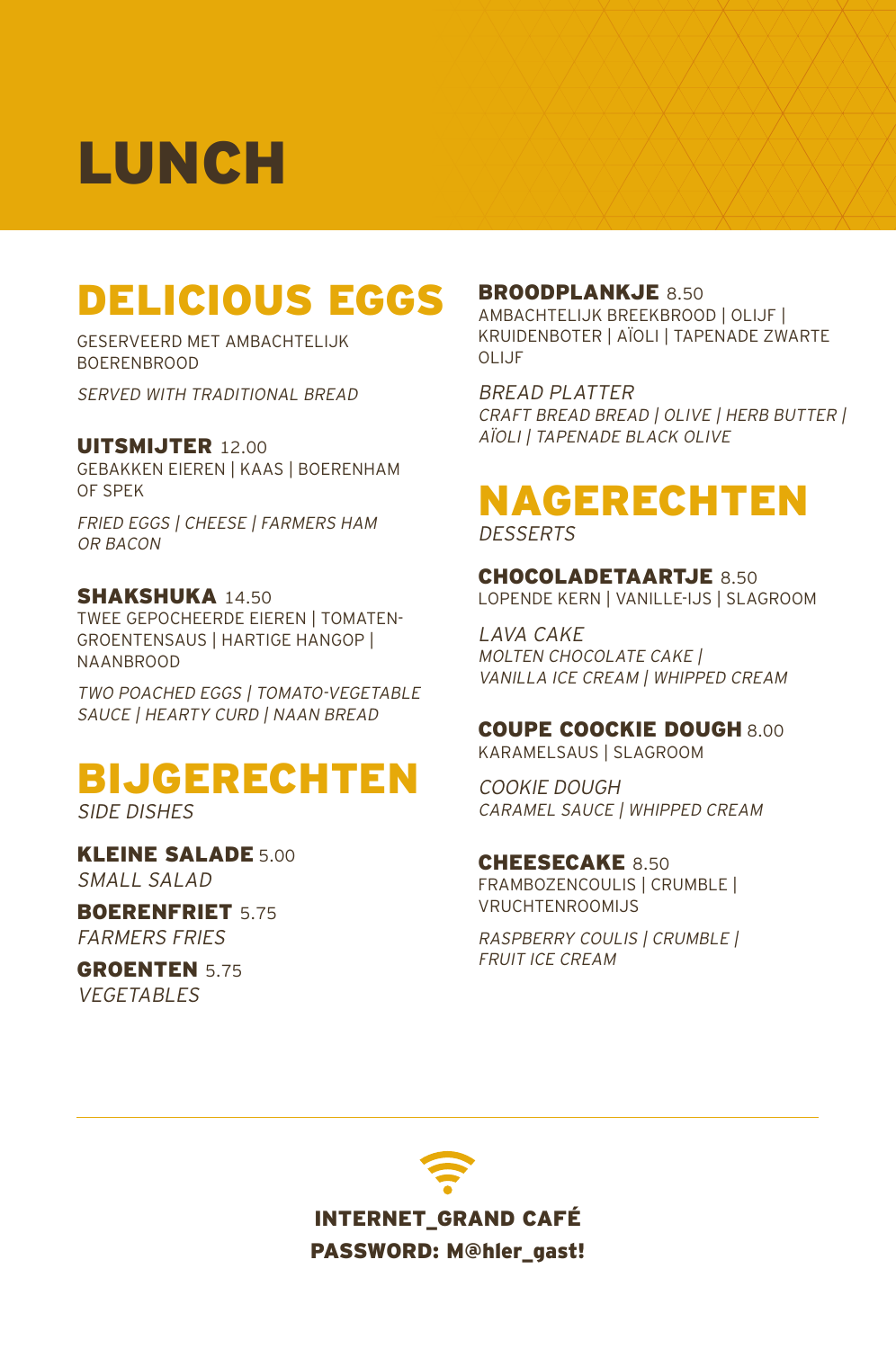# LUNCH

## DELICIOUS EGGS

GESERVEERD MET AMBACHTELIJK BOERENBROOD

*SERVED WITH TRADITIONAL BREAD*

**UITSMIJTER** 12.00
GEBAKKEN EIEREN | KAAS | BOERENHAM OF SPEK

*FRIED EGGS | CHEESE | FARMERS HAM OR BACON*

**SHAKSHUKA** 14.50
TWEE GEPOCHEERDE EIEREN | TOMATEN-GROENTENSAUS | HARTIGE HANGOP | NAANBROOD

*TWO POACHED EGGS | TOMATO-VEGETABLE SAUCE | HEARTY CURD | NAAN BREAD*

## BIJGERECHTEN

*SIDE DISHES*

**KLEINE SALADE** 5.00
*SMALL SALAD*

**BOERENFRIET** 5.75
*FARMERS FRIES*

**GROENTEN** 5.75
*VEGETABLES*

**BROODPLANKJE** 8.50
AMBACHTELIJK BREEKBROOD | OLIJF | KRUIDENBOTER | AÏOLI | TAPENADE ZWARTE OLIJF

*BREAD PLATTER*
*CRAFT BREAD BREAD | OLIVE | HERB BUTTER | AÏOLI | TAPENADE BLACK OLIVE*

## NAGERECHTEN

*DESSERTS*

**CHOCOLADETAARTJE** 8.50
LOPENDE KERN | VANILLE-IJS | SLAGROOM

*LAVA CAKE*
*MOLTEN CHOCOLATE CAKE | VANILLA ICE CREAM | WHIPPED CREAM*

**COUPE COOCKIE DOUGH** 8.00
KARAMELSAUS | SLAGROOM

*COOKIE DOUGH*
*CARAMEL SAUCE | WHIPPED CREAM*

**CHEESECAKE** 8.50
FRAMBOZENCOULIS | CRUMBLE | VRUCHTENROOMIJS

*RASPBERRY COULIS | CRUMBLE | FRUIT ICE CREAM*

---

**INTERNET_GRAND CAFÉ**
**PASSWORD: M@hler_gast!**